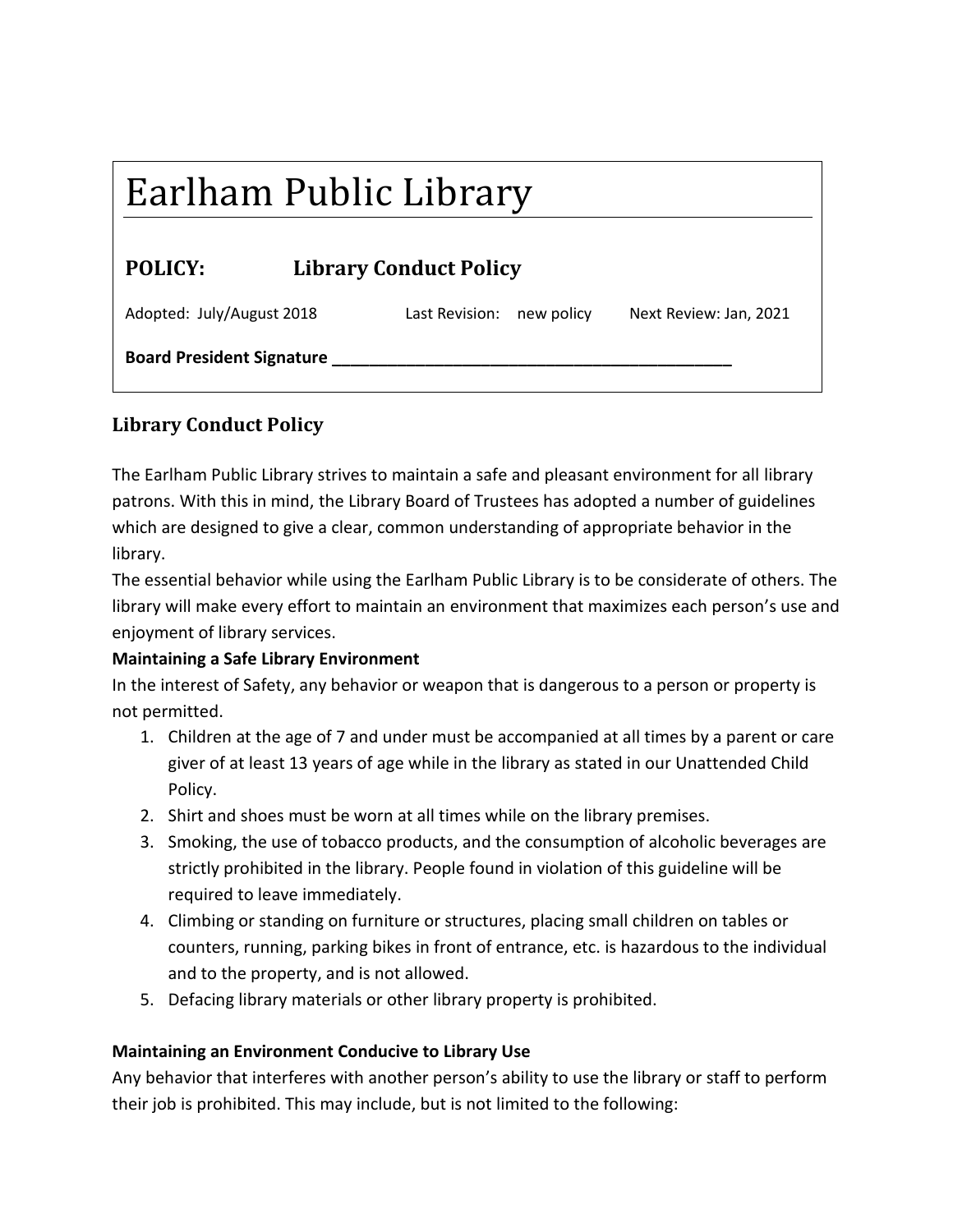# Earlham Public Library

**POLICY:** **Library Conduct Policy**

Adopted: July/August 2018 | Last Revision: new policy | Next Review: Jan, 2021

**Board President Signature ___________________________________________**

## Library Conduct Policy

The Earlham Public Library strives to maintain a safe and pleasant environment for all library patrons. With this in mind, the Library Board of Trustees has adopted a number of guidelines which are designed to give a clear, common understanding of appropriate behavior in the library.

The essential behavior while using the Earlham Public Library is to be considerate of others. The library will make every effort to maintain an environment that maximizes each person's use and enjoyment of library services.

**Maintaining a Safe Library Environment**

In the interest of Safety, any behavior or weapon that is dangerous to a person or property is not permitted.

1. Children at the age of 7 and under must be accompanied at all times by a parent or care giver of at least 13 years of age while in the library as stated in our Unattended Child Policy.
2. Shirt and shoes must be worn at all times while on the library premises.
3. Smoking, the use of tobacco products, and the consumption of alcoholic beverages are strictly prohibited in the library. People found in violation of this guideline will be required to leave immediately.
4. Climbing or standing on furniture or structures, placing small children on tables or counters, running, parking bikes in front of entrance, etc. is hazardous to the individual and to the property, and is not allowed.
5. Defacing library materials or other library property is prohibited.

**Maintaining an Environment Conducive to Library Use**

Any behavior that interferes with another person's ability to use the library or staff to perform their job is prohibited. This may include, but is not limited to the following: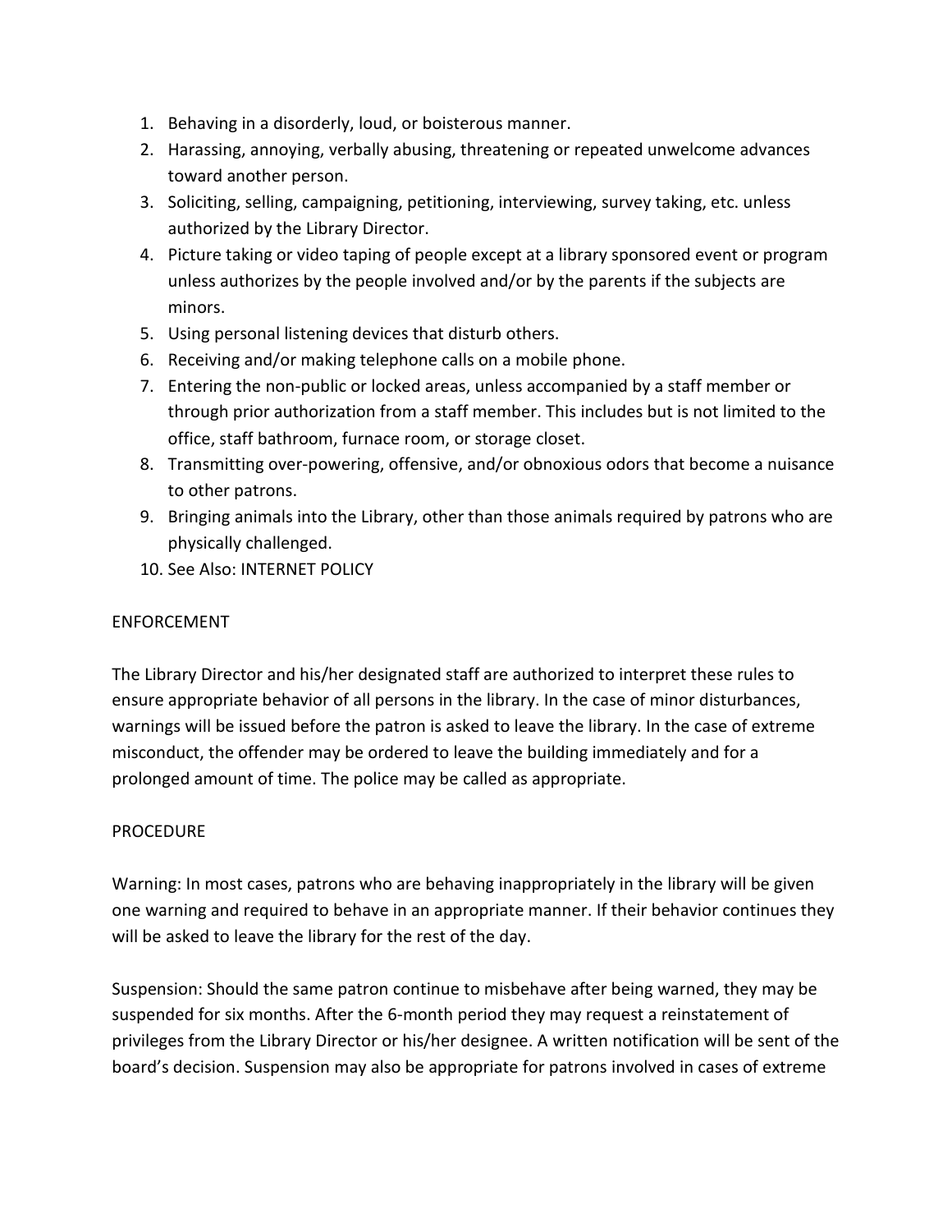1. Behaving in a disorderly, loud, or boisterous manner.
2. Harassing, annoying, verbally abusing, threatening or repeated unwelcome advances toward another person.
3. Soliciting, selling, campaigning, petitioning, interviewing, survey taking, etc. unless authorized by the Library Director.
4. Picture taking or video taping of people except at a library sponsored event or program unless authorizes by the people involved and/or by the parents if the subjects are minors.
5. Using personal listening devices that disturb others.
6. Receiving and/or making telephone calls on a mobile phone.
7. Entering the non-public or locked areas, unless accompanied by a staff member or through prior authorization from a staff member. This includes but is not limited to the office, staff bathroom, furnace room, or storage closet.
8. Transmitting over-powering, offensive, and/or obnoxious odors that become a nuisance to other patrons.
9. Bringing animals into the Library, other than those animals required by patrons who are physically challenged.
10. See Also: INTERNET POLICY

ENFORCEMENT

The Library Director and his/her designated staff are authorized to interpret these rules to ensure appropriate behavior of all persons in the library. In the case of minor disturbances, warnings will be issued before the patron is asked to leave the library. In the case of extreme misconduct, the offender may be ordered to leave the building immediately and for a prolonged amount of time. The police may be called as appropriate.

PROCEDURE

Warning: In most cases, patrons who are behaving inappropriately in the library will be given one warning and required to behave in an appropriate manner. If their behavior continues they will be asked to leave the library for the rest of the day.

Suspension: Should the same patron continue to misbehave after being warned, they may be suspended for six months. After the 6-month period they may request a reinstatement of privileges from the Library Director or his/her designee. A written notification will be sent of the board's decision. Suspension may also be appropriate for patrons involved in cases of extreme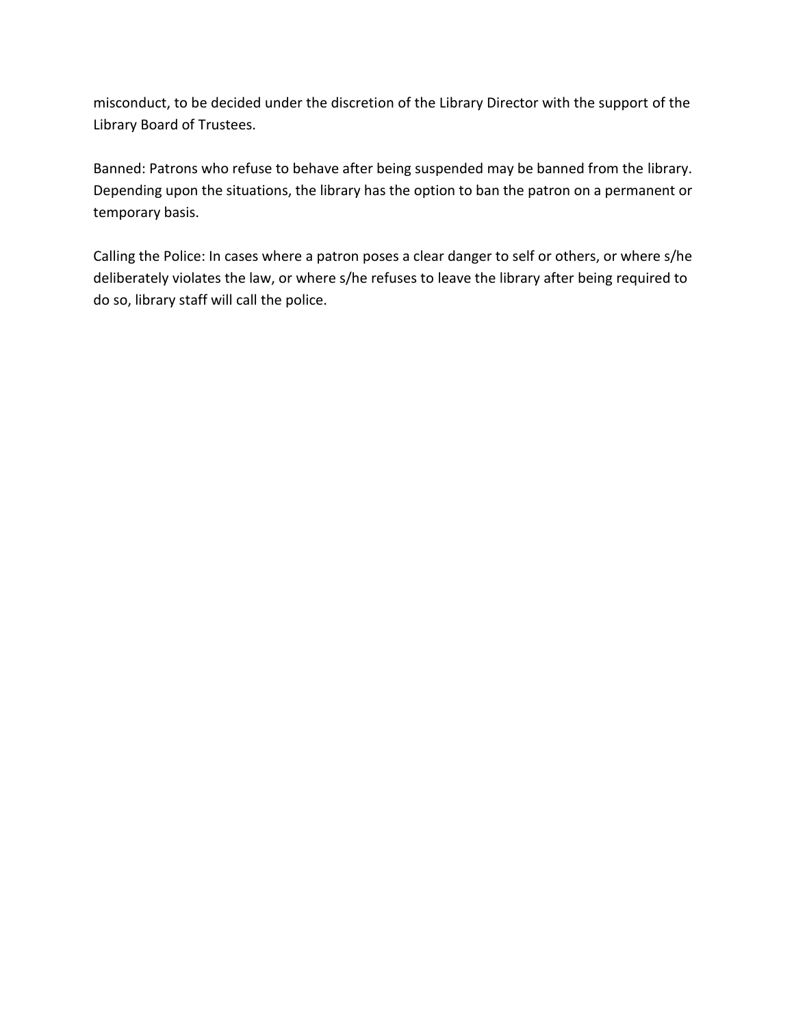misconduct, to be decided under the discretion of the Library Director with the support of the Library Board of Trustees.

Banned: Patrons who refuse to behave after being suspended may be banned from the library. Depending upon the situations, the library has the option to ban the patron on a permanent or temporary basis.

Calling the Police: In cases where a patron poses a clear danger to self or others, or where s/he deliberately violates the law, or where s/he refuses to leave the library after being required to do so, library staff will call the police.